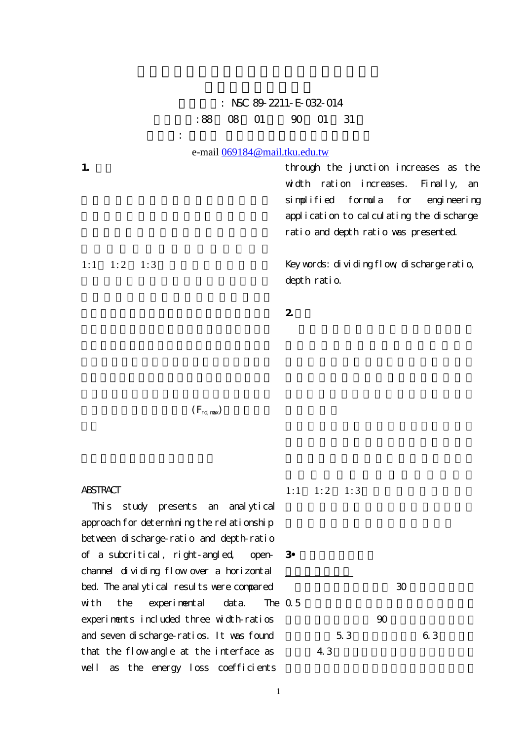: NSC 89-2211-E-032-014

:88 08 01 90 01 31

:

e-mail 069184@mail.tku.edu.tw

## 1.

1:1 1:2 1:3

($F_{rd,max}$)

## ABSTRACT

This study presents an analytical approach for determining the relationship between discharge-ratio and depth-ratio of a subcritical, right-angled, open-channel dividing flow over a horizontal bed. The analytical results were compared with the experimental data. The experiments included three width-ratios and seven discharge-ratios. It was found that the flow-angle at the interface as well as the energy loss coefficients through the junction increases as the width ration increases. Finally, an simplified formula for engineering application to calculating the discharge ratio and depth ratio was presented.

Key words: dividing flow, discharge ratio, depth ratio.

## 2.

1:1 1:2 1:3

## 3.

30

0.5

90

5.3 6.3

4.3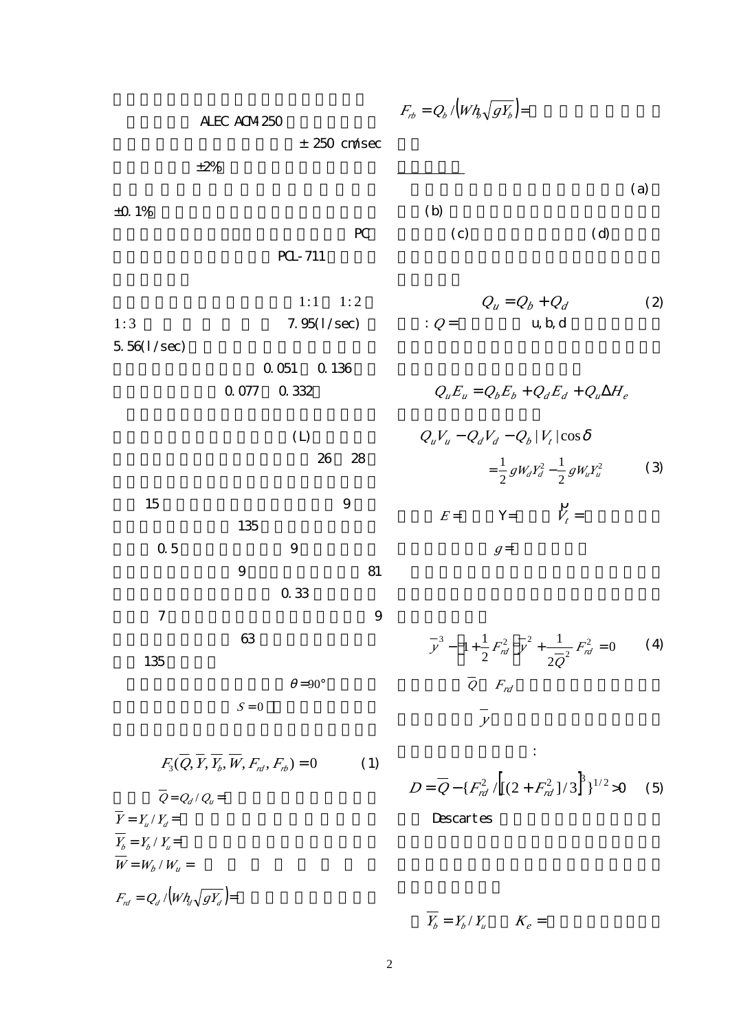ALEC ACM 250

± 250 cm/sec

±2%

±0.1%

PC

PCL-711

1:1 1:2

1:3 7.95(l/sec)

5.56(l/sec)

0.051 0.136

0.077 0.332

(L)

26 28

15 9

135

0.5 9

9 81

0.33

7 9

63

135

$\theta = 90°$

$S = 0$

$$F_3(\overline{Q}, \overline{Y}, \overline{Y_b}, \overline{W}, F_{rd}, F_{rb}) = 0 \qquad (1)$$

$\overline{Q} = Q_d / Q_u =$

$\overline{Y} = Y_u / Y_d =$

$\overline{Y_b} = Y_b / Y_u =$

$\overline{W} = W_b / W_u =$

$F_{rd} = Q_d / \left(W h_d \sqrt{g Y_d}\right) =$

$F_{rb} = Q_b / \left(W h_b \sqrt{g Y_b}\right) =$

(a)

(b)

(c) (d)

$$Q_u = Q_b + Q_d \qquad (2)$$

: $Q =$ u, b, d

$$Q_u E_u = Q_b E_b + Q_d E_d + Q_u \Delta H_e$$

$$Q_u V_u - Q_d V_d - Q_b |V_t| \cos\delta = \frac{1}{2} g W_d Y_d^2 - \frac{1}{2} g W_u Y_u^2 \qquad (3)$$

$E =$ Y= $\vec{V_t} =$

$g =$

$$\overline{y}^3 - \left(1 + \frac{1}{2} F_{rd}^2\right)\overline{y}^2 + \frac{1}{2\overline{Q}^2} F_{rd}^2 = 0 \qquad (4)$$

$\overline{Q}$ $F_{rd}$

$\overline{y}$

:

$$D = \overline{Q} - \{F_{rd}^2 / \left[[(2 + F_{rd}^2]/3\right]^3\}^{1/2} > 0 \qquad (5)$$

Descartes

$\overline{Y_b} = Y_b / Y_u$ $K_e =$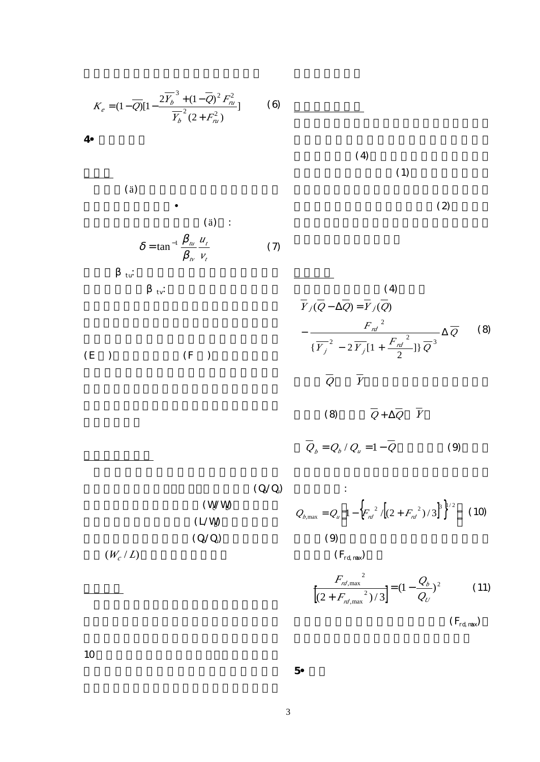$$K_e = (1-\overline{Q})\left[1-\frac{2\overline{Y}_b^{\,3}+(1-\overline{Q})^2F_{ru}^2}{\overline{Y}_b^{\,2}(2+F_{ru}^2)}\right] \qquad (6)$$

## 4•

(ä) •

(ä):

$$\delta = \tan^{-1}\frac{\beta_{tu}}{\beta_{tv}}\frac{u_t}{v_t} \qquad (7)$$

$\beta_{tu}$:

$\beta_{tv}$:

(E) (F)

$(Q_c/Q_u)$

$(W_c/W_u)$

$(L/W_b)$

$(Q_b/Q_u)$

$(W_c/L)$

10

(4)

(1)

(2)

(4)

$$\overline{Y}_j(\overline{Q}-\Delta\overline{Q}) = \overline{Y}_j(\overline{Q}) - \frac{F_{rd}^{\;2}}{\{\overline{Y}_j^{\,2}-2\overline{Y}_j[1+\frac{F_{rd}^{\;2}}{2}]\}\,\overline{Q}^{\,3}}\Delta\overline{Q} \qquad (8)$$

$\overline{Q}$ $\overline{Y}$

(8) $\overline{Q}+\Delta\overline{Q}$ $\overline{Y}$

$\overline{Q}_b = Q_b/Q_u = 1-\overline{Q}$ (9)

:

$$Q_{b,\max} = Q_u\left[1-\left\{F_{rd}^{\;2}/\left[(2+F_{rd}^{\;2})/3\right]^3\right\}^{1/2}\right] \qquad (10)$$

(9)

$(F_{rd,\max})$

$$\left[\frac{F_{rd,\max}^{\;\;2}}{(2+F_{rd,\max}^{\;\;2})/3}\right] = \left(1-\frac{Q_b}{Q_U}\right)^2 \qquad (11)$$

$(F_{rd,\max})$

## 5•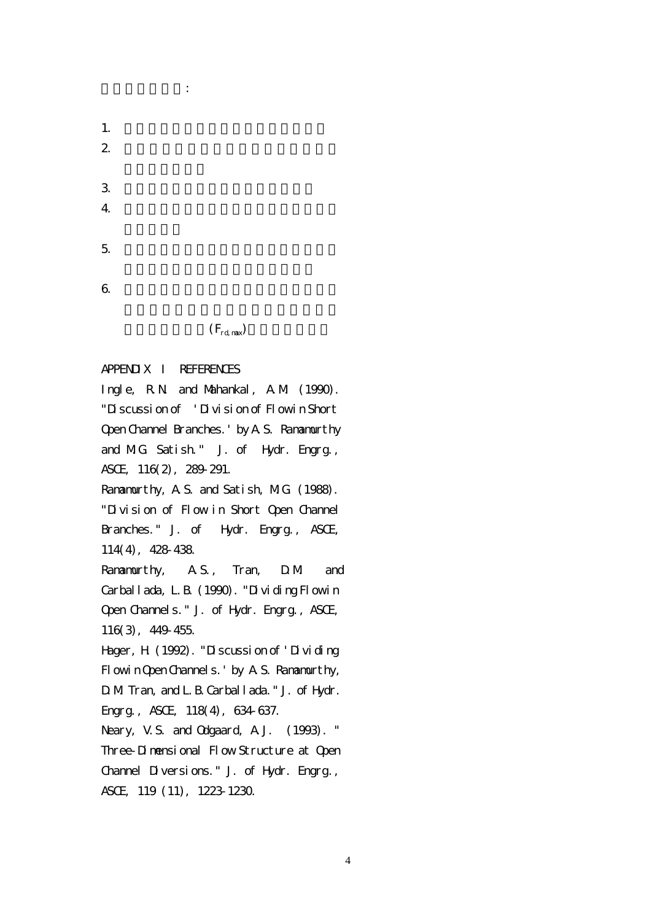:

1.
2.
3.
4.
5.
6. ($F_{rd,max}$)

APPENDIX I REFERENCES

Ingle, R.N. and Mahankal, A.M. (1990). "Discussion of 'Division of Flow in Short Open Channel Branches.' by A.S. Ramamurthy and M.G. Satish." J. of Hydr. Engrg., ASCE, 116(2), 289-291.

Ramamurthy, A.S. and Satish, M.G. (1988). "Division of Flow in Short Open Channel Branches." J. of Hydr. Engrg., ASCE, 114(4), 428-438.

Ramamurthy, A.S., Tran, D.M. and Carballada, L.B. (1990). "Dividing Flow in Open Channels." J. of Hydr. Engrg., ASCE, 116(3), 449-455.

Hager, H. (1992). "Discussion of 'Dividing Flow in Open Channels.' by A.S. Ramamurthy, D.M. Tran, and L.B. Carballada." J. of Hydr. Engrg., ASCE, 118(4), 634-637.

Neary, V.S. and Odgaard, A.J. (1993). "Three-Dimensional Flow Structure at Open Channel Diversions." J. of Hydr. Engrg., ASCE, 119 (11), 1223-1230.